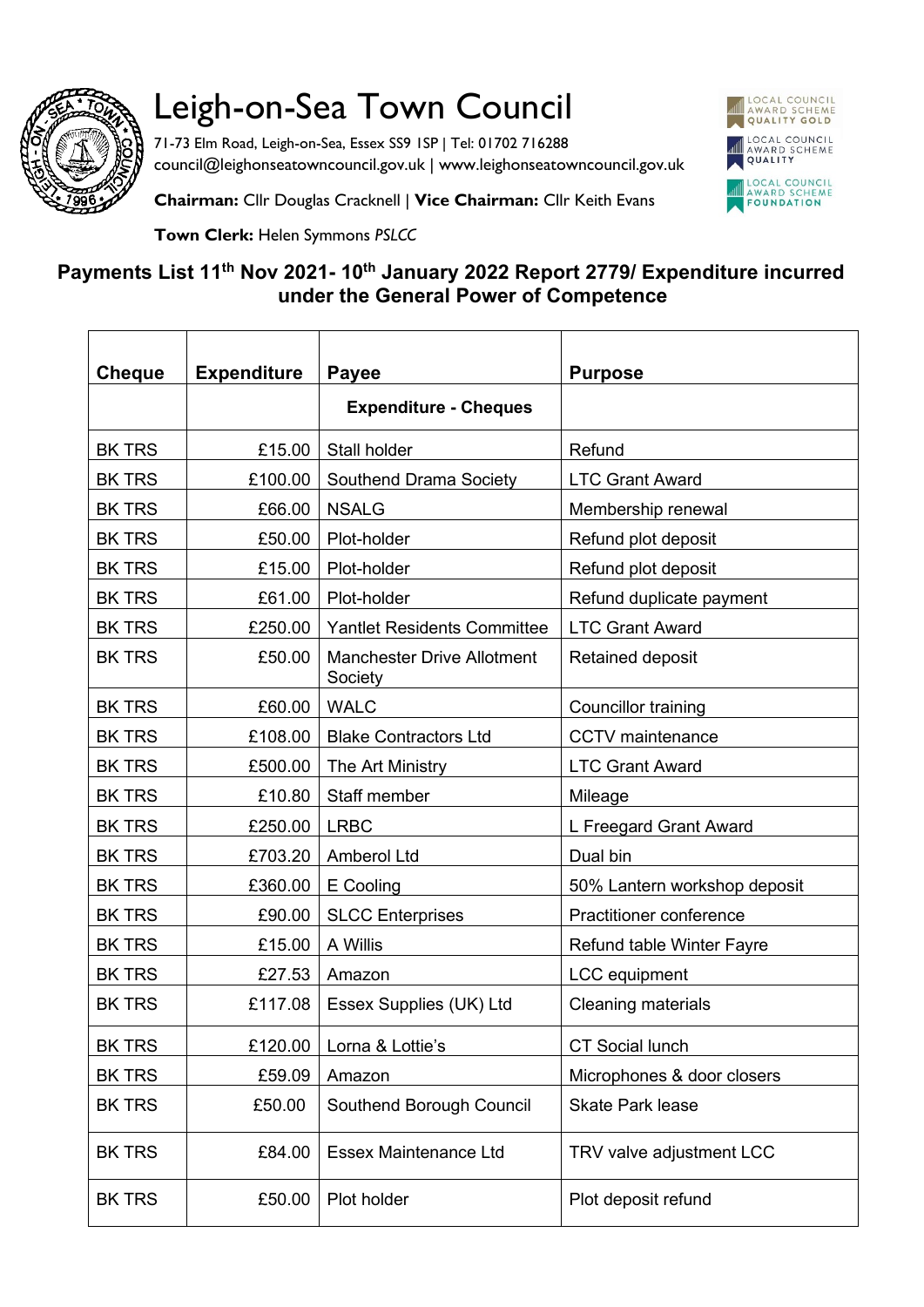# Leigh-on-Sea Town Council

71-73 Elm Road, Leigh-on-Sea, Essex SS9 1SP | Tel: 01702 716288
council@leighonseatowncouncil.gov.uk | www.leighonseatowncouncil.gov.uk

**Chairman:** Cllr Douglas Cracknell | **Vice Chairman:** Cllr Keith Evans

**Town Clerk:** Helen Symmons *PSLCC*

LOCAL COUNCIL AWARD SCHEME QUALITY GOLD
LOCAL COUNCIL AWARD SCHEME QUALITY
LOCAL COUNCIL AWARD SCHEME FOUNDATION

## Payments List 11th Nov 2021- 10th January 2022 Report 2779/ Expenditure incurred under the General Power of Competence

| Cheque | Expenditure | Payee | Purpose |
|---|---|---|---|
| | | **Expenditure - Cheques** | |
| BK TRS | £15.00 | Stall holder | Refund |
| BK TRS | £100.00 | Southend Drama Society | LTC Grant Award |
| BK TRS | £66.00 | NSALG | Membership renewal |
| BK TRS | £50.00 | Plot-holder | Refund plot deposit |
| BK TRS | £15.00 | Plot-holder | Refund plot deposit |
| BK TRS | £61.00 | Plot-holder | Refund duplicate payment |
| BK TRS | £250.00 | Yantlet Residents Committee | LTC Grant Award |
| BK TRS | £50.00 | Manchester Drive Allotment Society | Retained deposit |
| BK TRS | £60.00 | WALC | Councillor training |
| BK TRS | £108.00 | Blake Contractors Ltd | CCTV maintenance |
| BK TRS | £500.00 | The Art Ministry | LTC Grant Award |
| BK TRS | £10.80 | Staff member | Mileage |
| BK TRS | £250.00 | LRBC | L Freegard Grant Award |
| BK TRS | £703.20 | Amberol Ltd | Dual bin |
| BK TRS | £360.00 | E Cooling | 50% Lantern workshop deposit |
| BK TRS | £90.00 | SLCC Enterprises | Practitioner conference |
| BK TRS | £15.00 | A Willis | Refund table Winter Fayre |
| BK TRS | £27.53 | Amazon | LCC equipment |
| BK TRS | £117.08 | Essex Supplies (UK) Ltd | Cleaning materials |
| BK TRS | £120.00 | Lorna & Lottie's | CT Social lunch |
| BK TRS | £59.09 | Amazon | Microphones & door closers |
| BK TRS | £50.00 | Southend Borough Council | Skate Park lease |
| BK TRS | £84.00 | Essex Maintenance Ltd | TRV valve adjustment LCC |
| BK TRS | £50.00 | Plot holder | Plot deposit refund |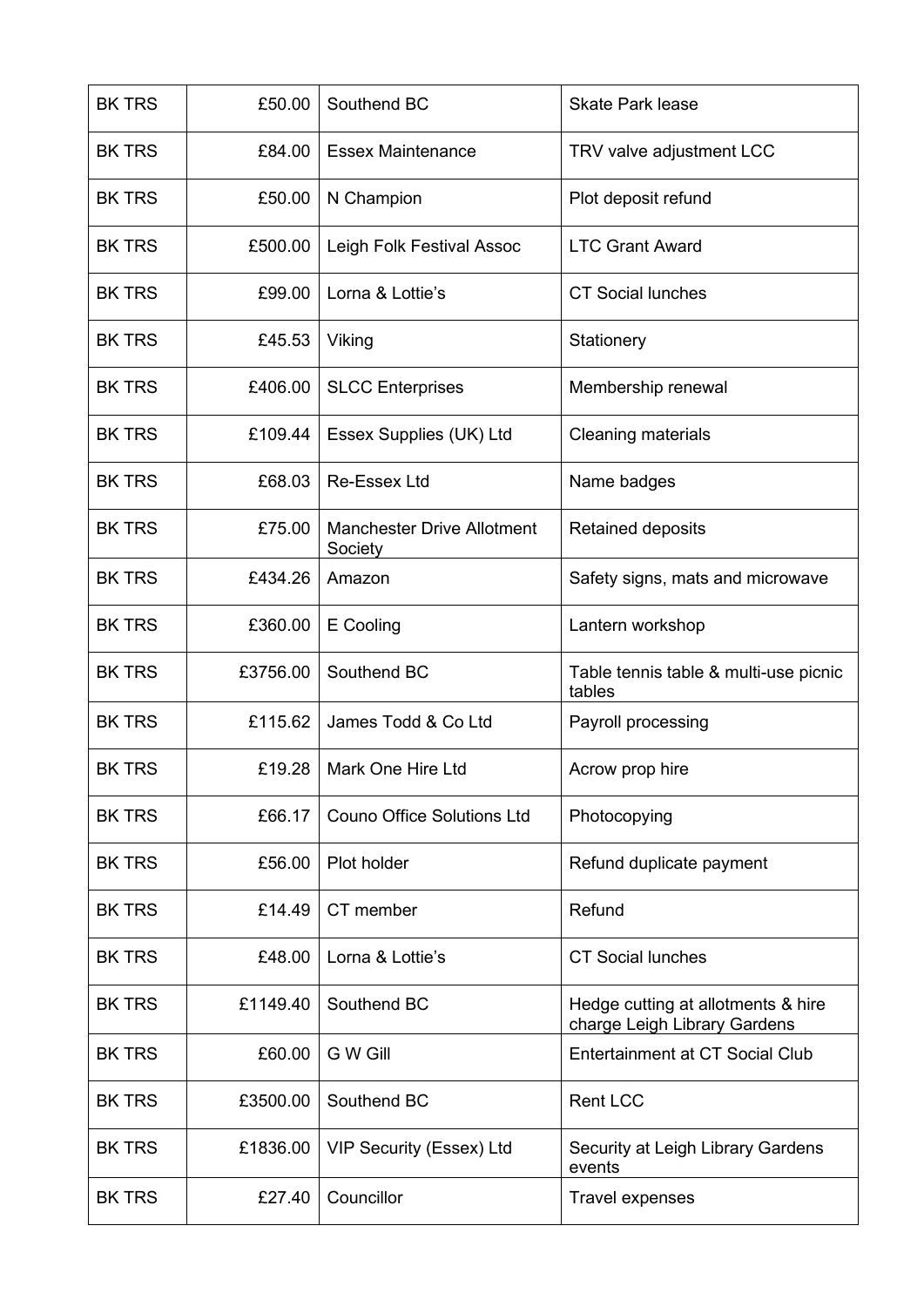| | | | |
|---|---|---|---|
| BK TRS | £50.00 | Southend BC | Skate Park lease |
| BK TRS | £84.00 | Essex Maintenance | TRV valve adjustment LCC |
| BK TRS | £50.00 | N Champion | Plot deposit refund |
| BK TRS | £500.00 | Leigh Folk Festival Assoc | LTC Grant Award |
| BK TRS | £99.00 | Lorna & Lottie's | CT Social lunches |
| BK TRS | £45.53 | Viking | Stationery |
| BK TRS | £406.00 | SLCC Enterprises | Membership renewal |
| BK TRS | £109.44 | Essex Supplies (UK) Ltd | Cleaning materials |
| BK TRS | £68.03 | Re-Essex Ltd | Name badges |
| BK TRS | £75.00 | Manchester Drive Allotment Society | Retained deposits |
| BK TRS | £434.26 | Amazon | Safety signs, mats and microwave |
| BK TRS | £360.00 | E Cooling | Lantern workshop |
| BK TRS | £3756.00 | Southend BC | Table tennis table & multi-use picnic tables |
| BK TRS | £115.62 | James Todd & Co Ltd | Payroll processing |
| BK TRS | £19.28 | Mark One Hire Ltd | Acrow prop hire |
| BK TRS | £66.17 | Couno Office Solutions Ltd | Photocopying |
| BK TRS | £56.00 | Plot holder | Refund duplicate payment |
| BK TRS | £14.49 | CT member | Refund |
| BK TRS | £48.00 | Lorna & Lottie's | CT Social lunches |
| BK TRS | £1149.40 | Southend BC | Hedge cutting at allotments & hire charge Leigh Library Gardens |
| BK TRS | £60.00 | G W Gill | Entertainment at CT Social Club |
| BK TRS | £3500.00 | Southend BC | Rent LCC |
| BK TRS | £1836.00 | VIP Security (Essex) Ltd | Security at Leigh Library Gardens events |
| BK TRS | £27.40 | Councillor | Travel expenses |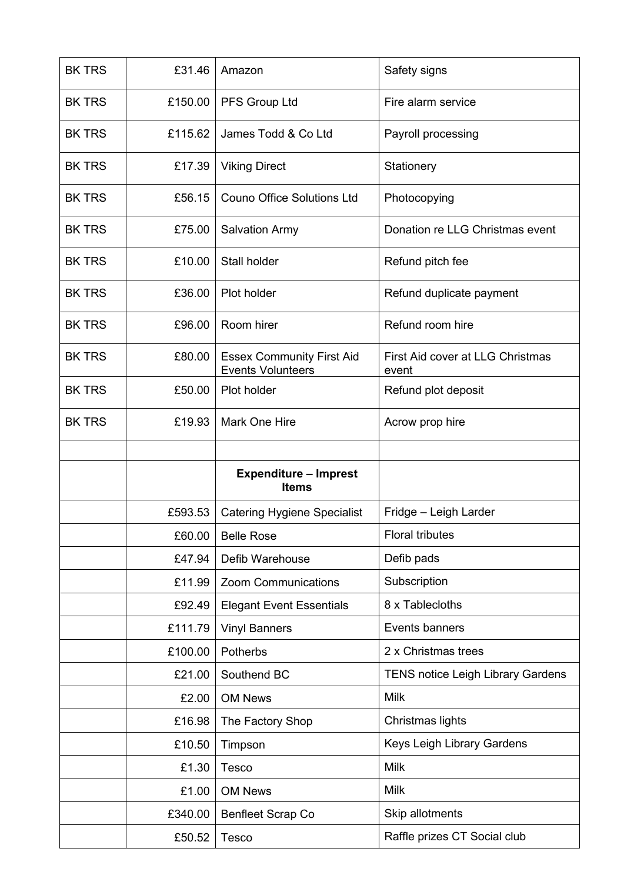| | | | |
|---|---|---|---|
| BK TRS | £31.46 | Amazon | Safety signs |
| BK TRS | £150.00 | PFS Group Ltd | Fire alarm service |
| BK TRS | £115.62 | James Todd & Co Ltd | Payroll processing |
| BK TRS | £17.39 | Viking Direct | Stationery |
| BK TRS | £56.15 | Couno Office Solutions Ltd | Photocopying |
| BK TRS | £75.00 | Salvation Army | Donation re LLG Christmas event |
| BK TRS | £10.00 | Stall holder | Refund pitch fee |
| BK TRS | £36.00 | Plot holder | Refund duplicate payment |
| BK TRS | £96.00 | Room hirer | Refund room hire |
| BK TRS | £80.00 | Essex Community First Aid Events Volunteers | First Aid cover at LLG Christmas event |
| BK TRS | £50.00 | Plot holder | Refund plot deposit |
| BK TRS | £19.93 | Mark One Hire | Acrow prop hire |
| | | | |
| | | **Expenditure – Imprest Items** | |
| | £593.53 | Catering Hygiene Specialist | Fridge – Leigh Larder |
| | £60.00 | Belle Rose | Floral tributes |
| | £47.94 | Defib Warehouse | Defib pads |
| | £11.99 | Zoom Communications | Subscription |
| | £92.49 | Elegant Event Essentials | 8 x Tablecloths |
| | £111.79 | Vinyl Banners | Events banners |
| | £100.00 | Potherbs | 2 x Christmas trees |
| | £21.00 | Southend BC | TENS notice Leigh Library Gardens |
| | £2.00 | OM News | Milk |
| | £16.98 | The Factory Shop | Christmas lights |
| | £10.50 | Timpson | Keys Leigh Library Gardens |
| | £1.30 | Tesco | Milk |
| | £1.00 | OM News | Milk |
| | £340.00 | Benfleet Scrap Co | Skip allotments |
| | £50.52 | Tesco | Raffle prizes CT Social club |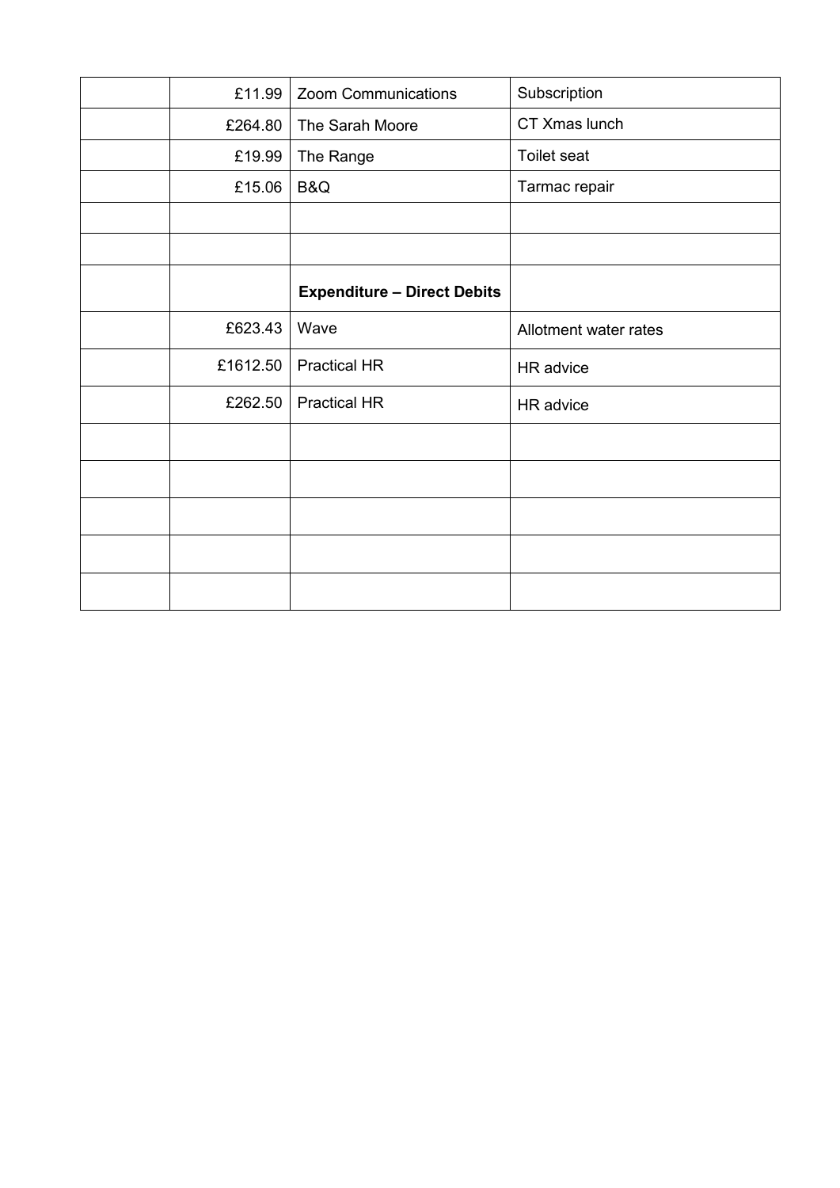| | | | |
|---|---|---|---|
| | £11.99 | Zoom Communications | Subscription |
| | £264.80 | The Sarah Moore | CT Xmas lunch |
| | £19.99 | The Range | Toilet seat |
| | £15.06 | B&Q | Tarmac repair |
| | | | |
| | | | |
| | | **Expenditure – Direct Debits** | |
| | £623.43 | Wave | Allotment water rates |
| | £1612.50 | Practical HR | HR advice |
| | £262.50 | Practical HR | HR advice |
| | | | |
| | | | |
| | | | |
| | | | |
| | | | |